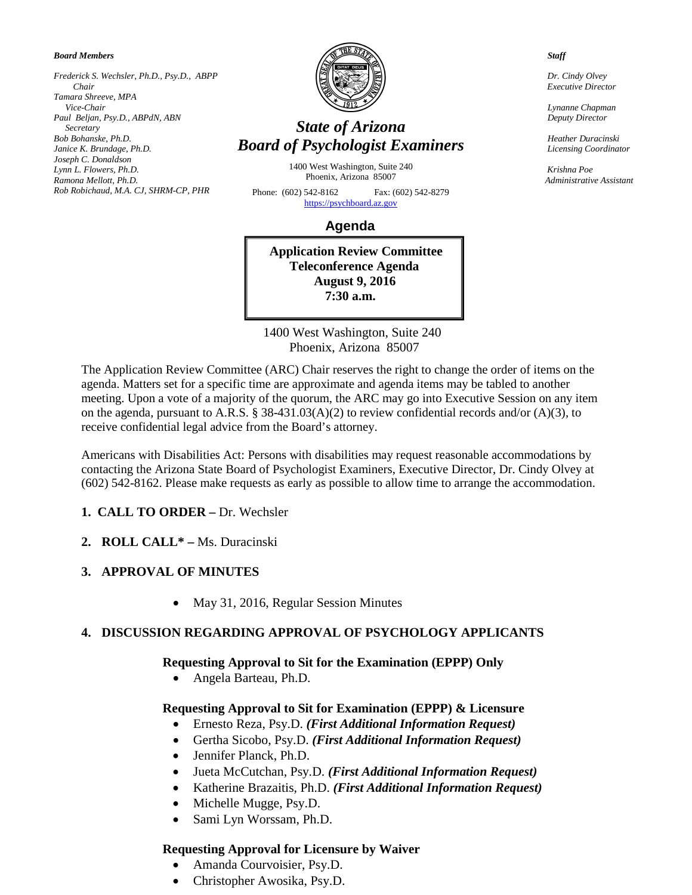**Board Members**

*Frederick S. Wechsler, Ph.D., Psy.D., ABPP*
*Chair*
*Tamara Shreeve, MPA*
*Vice-Chair*
*Paul Beljan, Psy.D., ABPdN, ABN*
*Secretary*
*Bob Bohanske, Ph.D.*
*Janice K. Brundage, Ph.D.*
*Joseph C. Donaldson*
*Lynn L. Flowers, Ph.D.*
*Ramona Mellott, Ph.D.*
*Rob Robichaud, M.A. CJ, SHRM-CP, PHR*

# *State of Arizona*
# *Board of Psychologist Examiners*

1400 West Washington, Suite 240
Phoenix, Arizona 85007
Phone: (602) 542-8162 Fax: (602) 542-8279
https://psychboard.az.gov

**Staff**

*Dr. Cindy Olvey*
*Executive Director*

*Lynanne Chapman*
*Deputy Director*

*Heather Duracinski*
*Licensing Coordinator*

*Krishna Poe*
*Administrative Assistant*

## Agenda

**Application Review Committee**
**Teleconference Agenda**
**August 9, 2016**
**7:30 a.m.**

1400 West Washington, Suite 240
Phoenix, Arizona 85007

The Application Review Committee (ARC) Chair reserves the right to change the order of items on the agenda. Matters set for a specific time are approximate and agenda items may be tabled to another meeting. Upon a vote of a majority of the quorum, the ARC may go into Executive Session on any item on the agenda, pursuant to A.R.S. § 38-431.03(A)(2) to review confidential records and/or (A)(3), to receive confidential legal advice from the Board's attorney.

Americans with Disabilities Act: Persons with disabilities may request reasonable accommodations by contacting the Arizona State Board of Psychologist Examiners, Executive Director, Dr. Cindy Olvey at (602) 542-8162. Please make requests as early as possible to allow time to arrange the accommodation.

**1. CALL TO ORDER –** Dr. Wechsler

**2. ROLL CALL* –** Ms. Duracinski

**3. APPROVAL OF MINUTES**

- May 31, 2016, Regular Session Minutes

**4. DISCUSSION REGARDING APPROVAL OF PSYCHOLOGY APPLICANTS**

**Requesting Approval to Sit for the Examination (EPPP) Only**

- Angela Barteau, Ph.D.

**Requesting Approval to Sit for Examination (EPPP) & Licensure**

- Ernesto Reza, Psy.D. ***(First Additional Information Request)***
- Gertha Sicobo, Psy.D. ***(First Additional Information Request)***
- Jennifer Planck, Ph.D.
- Jueta McCutchan, Psy.D. ***(First Additional Information Request)***
- Katherine Brazaitis, Ph.D. ***(First Additional Information Request)***
- Michelle Mugge, Psy.D.
- Sami Lyn Worssam, Ph.D.

**Requesting Approval for Licensure by Waiver**

- Amanda Courvoisier, Psy.D.
- Christopher Awosika, Psy.D.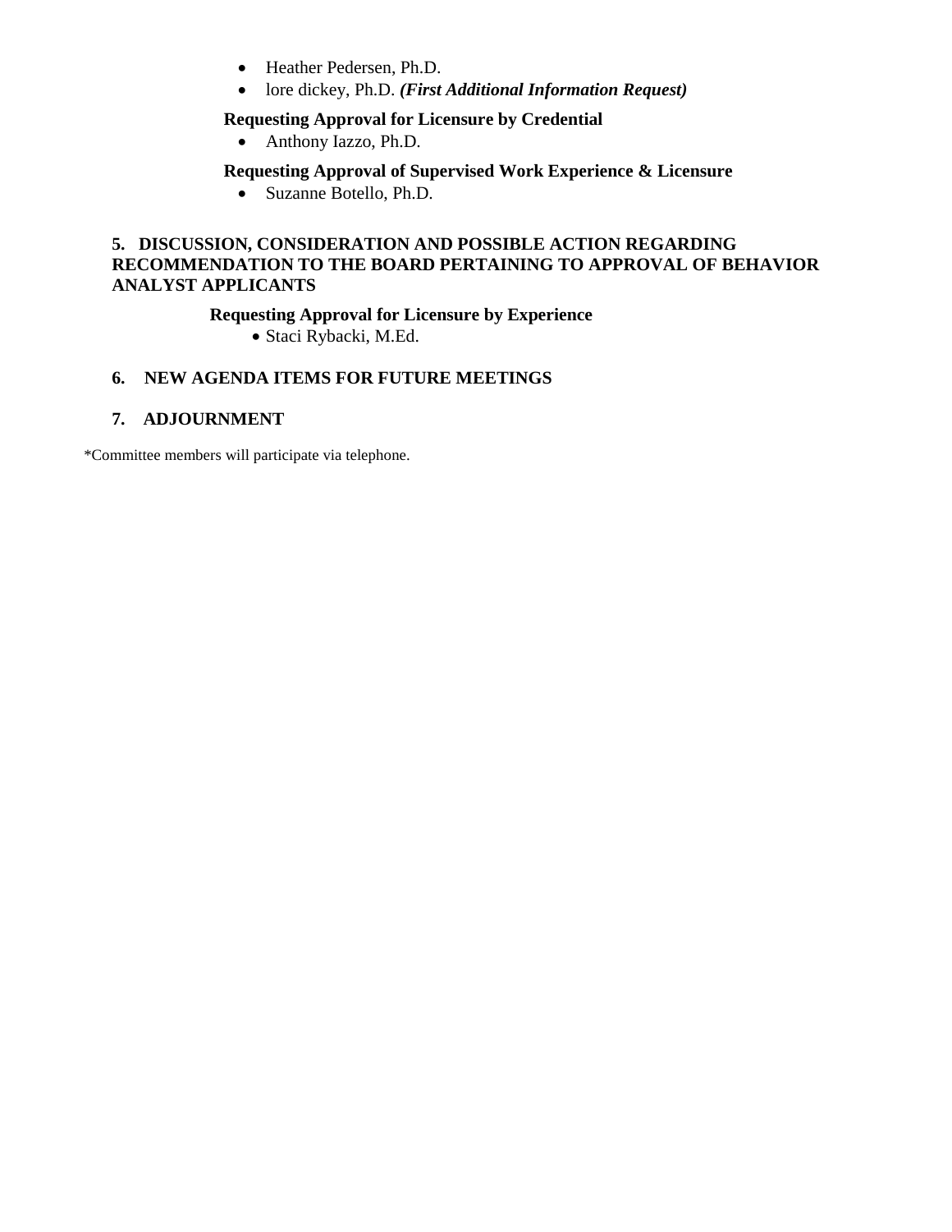- Heather Pedersen, Ph.D.
- lore dickey, Ph.D. ***(First Additional Information Request)***

**Requesting Approval for Licensure by Credential**

- Anthony Iazzo, Ph.D.

**Requesting Approval of Supervised Work Experience & Licensure**

- Suzanne Botello, Ph.D.

**5. DISCUSSION, CONSIDERATION AND POSSIBLE ACTION REGARDING RECOMMENDATION TO THE BOARD PERTAINING TO APPROVAL OF BEHAVIOR ANALYST APPLICANTS**

**Requesting Approval for Licensure by Experience**

- Staci Rybacki, M.Ed.

**6. NEW AGENDA ITEMS FOR FUTURE MEETINGS**

**7. ADJOURNMENT**

*Committee members will participate via telephone.